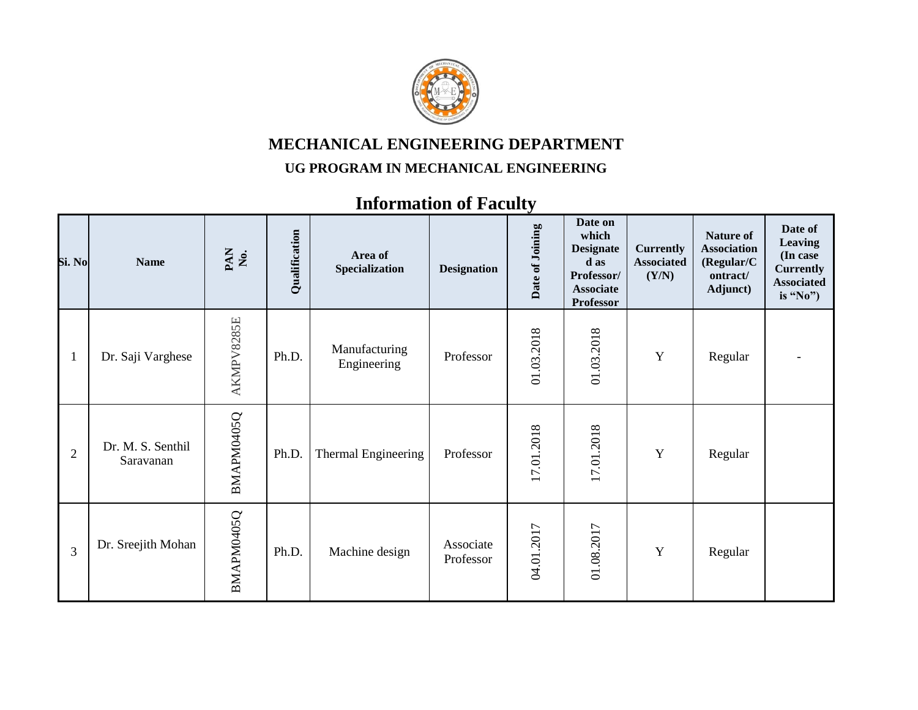# MECHANICAL ENGINEERING DEPARTMENT

## UG PROGRAM IN MECHANICAL ENGINEERING

## Information of Faculty

| Si. No | Name | PAN No. | Qualification | Area of Specialization | Designation | Date of Joining | Date on which Designated as Professor/ Associate Professor | Currently Associated (Y/N) | Nature of Association (Regular/Contract/ Adjunct) | Date of Leaving (In case Currently Associated is "No") |
|---|---|---|---|---|---|---|---|---|---|---|
| 1 | Dr. Saji Varghese | AKMPV8285E | Ph.D. | Manufacturing Engineering | Professor | 01.03.2018 | 01.03.2018 | Y | Regular | - |
| 2 | Dr. M. S. Senthil Saravanan | BMAPM0405Q | Ph.D. | Thermal Engineering | Professor | 17.01.2018 | 17.01.2018 | Y | Regular | |
| 3 | Dr. Sreejith Mohan | BMAPM0405Q | Ph.D. | Machine design | Associate Professor | 04.01.2017 | 01.08.2017 | Y | Regular | |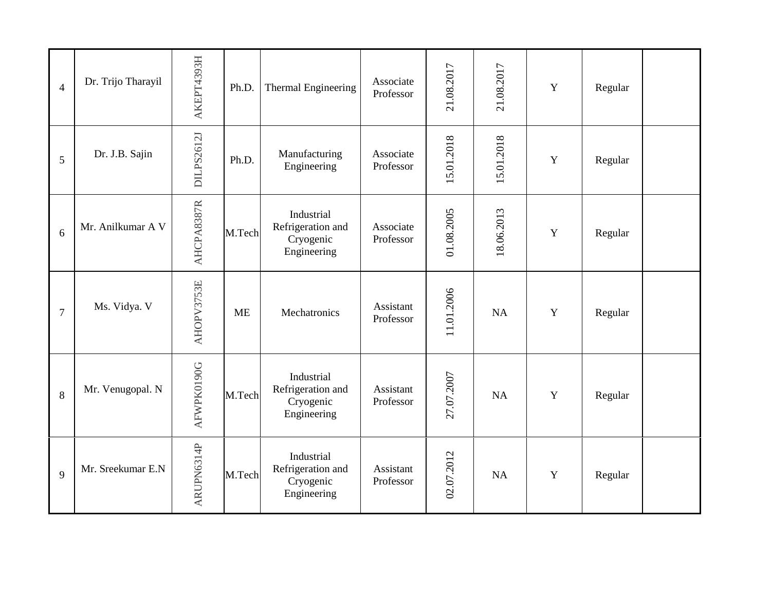| | | | | | | | | | | |
|---|---|---|---|---|---|---|---|---|---|---|
| 4 | Dr. Trijo Tharayil | AKEPT4393H | Ph.D. | Thermal Engineering | Associate Professor | 21.08.2017 | 21.08.2017 | Y | Regular | |
| 5 | Dr. J.B. Sajin | DILPS2612J | Ph.D. | Manufacturing Engineering | Associate Professor | 15.01.2018 | 15.01.2018 | Y | Regular | |
| 6 | Mr. Anilkumar A V | AHCPA8387R | M.Tech | Industrial Refrigeration and Cryogenic Engineering | Associate Professor | 01.08.2005 | 18.06.2013 | Y | Regular | |
| 7 | Ms. Vidya. V | AHOPV3753E | ME | Mechatronics | Assistant Professor | 11.01.2006 | NA | Y | Regular | |
| 8 | Mr. Venugopal. N | AFWPK0190G | M.Tech | Industrial Refrigeration and Cryogenic Engineering | Assistant Professor | 27.07.2007 | NA | Y | Regular | |
| 9 | Mr. Sreekumar E.N | ARUPN6314P | M.Tech | Industrial Refrigeration and Cryogenic Engineering | Assistant Professor | 02.07.2012 | NA | Y | Regular | |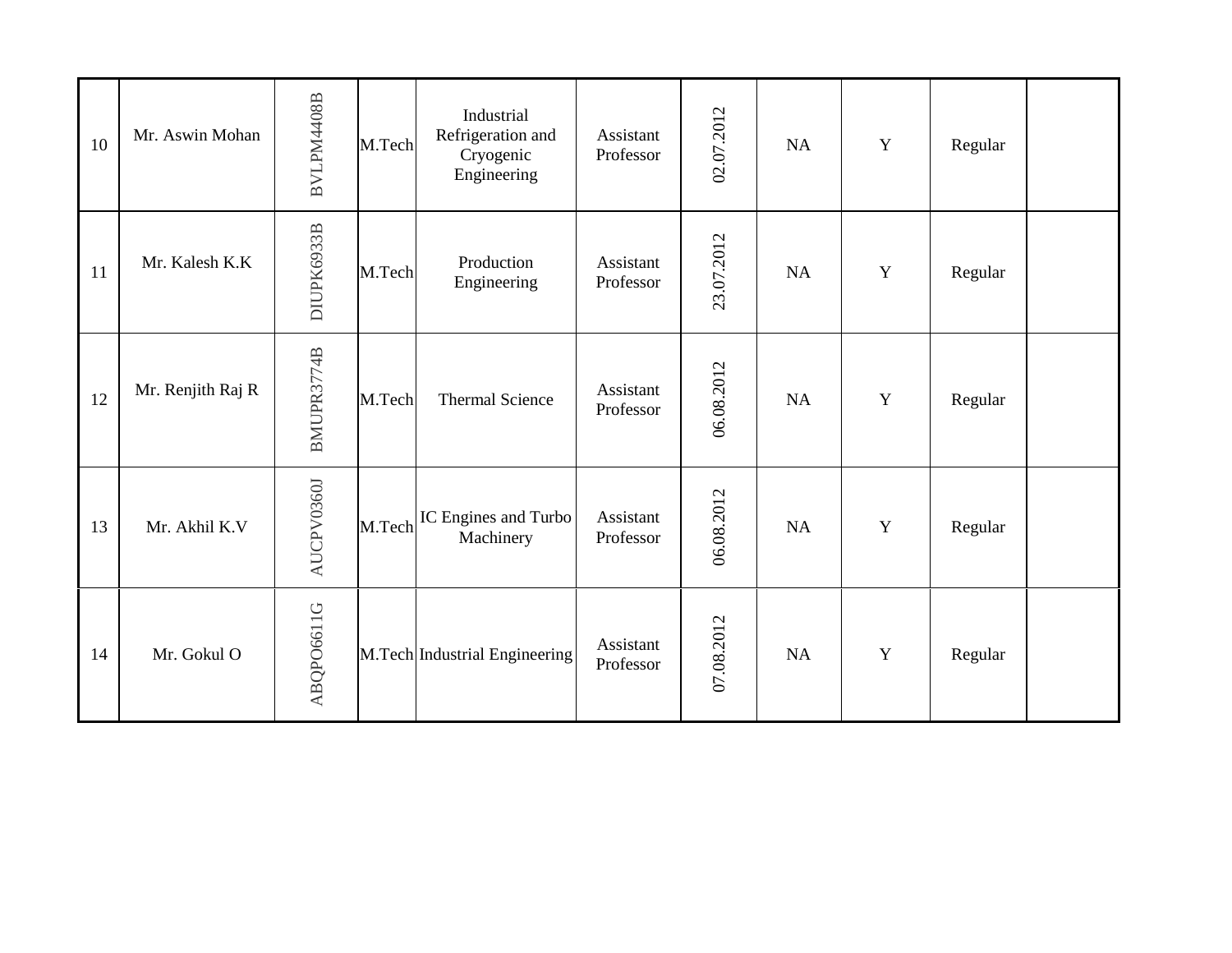| | | | | | | | | | | |
|---|---|---|---|---|---|---|---|---|---|---|
| 10 | Mr. Aswin Mohan | BVLPM4408B | M.Tech | Industrial Refrigeration and Cryogenic Engineering | Assistant Professor | 02.07.2012 | NA | Y | Regular | |
| 11 | Mr. Kalesh K.K | DIUPK6933B | M.Tech | Production Engineering | Assistant Professor | 23.07.2012 | NA | Y | Regular | |
| 12 | Mr. Renjith Raj R | BMUPR3774B | M.Tech | Thermal Science | Assistant Professor | 06.08.2012 | NA | Y | Regular | |
| 13 | Mr. Akhil K.V | AUCPV0360J | M.Tech | IC Engines and Turbo Machinery | Assistant Professor | 06.08.2012 | NA | Y | Regular | |
| 14 | Mr. Gokul O | ABQPO6611G | M.Tech | Industrial Engineering | Assistant Professor | 07.08.2012 | NA | Y | Regular | |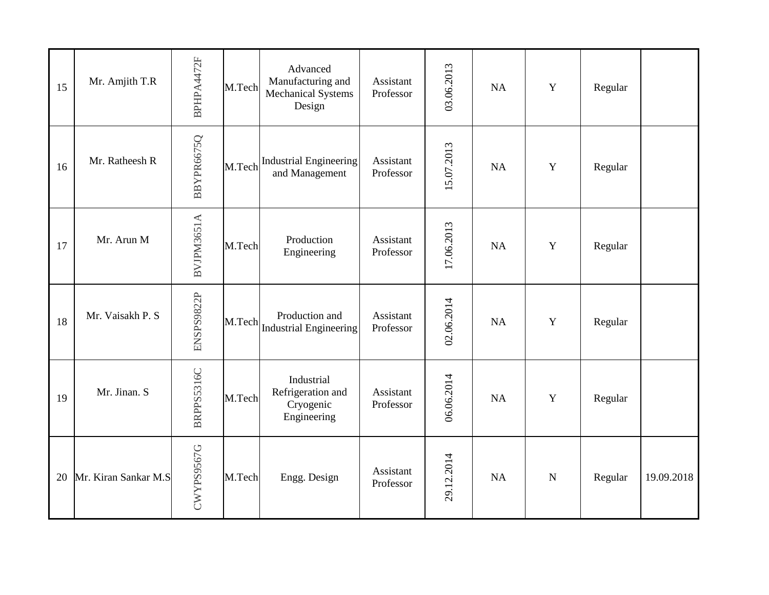| 15 | Mr. Amjith T.R | BPHPA4472F | M.Tech | Advanced Manufacturing and Mechanical Systems Design | Assistant Professor | 03.06.2013 | NA | Y | Regular | |
|---|---|---|---|---|---|---|---|---|---|---|
| 16 | Mr. Ratheesh R | BBYPR6675Q | M.Tech | Industrial Engineering and Management | Assistant Professor | 15.07.2013 | NA | Y | Regular | |
| 17 | Mr. Arun M | BVJPM3651A | M.Tech | Production Engineering | Assistant Professor | 17.06.2013 | NA | Y | Regular | |
| 18 | Mr. Vaisakh P. S | ENSPS9822P | M.Tech | Production and Industrial Engineering | Assistant Professor | 02.06.2014 | NA | Y | Regular | |
| 19 | Mr. Jinan. S | BRPPS5316C | M.Tech | Industrial Refrigeration and Cryogenic Engineering | Assistant Professor | 06.06.2014 | NA | Y | Regular | |
| 20 | Mr. Kiran Sankar M.S | CWYPS9567G | M.Tech | Engg. Design | Assistant Professor | 29.12.2014 | NA | N | Regular | 19.09.2018 |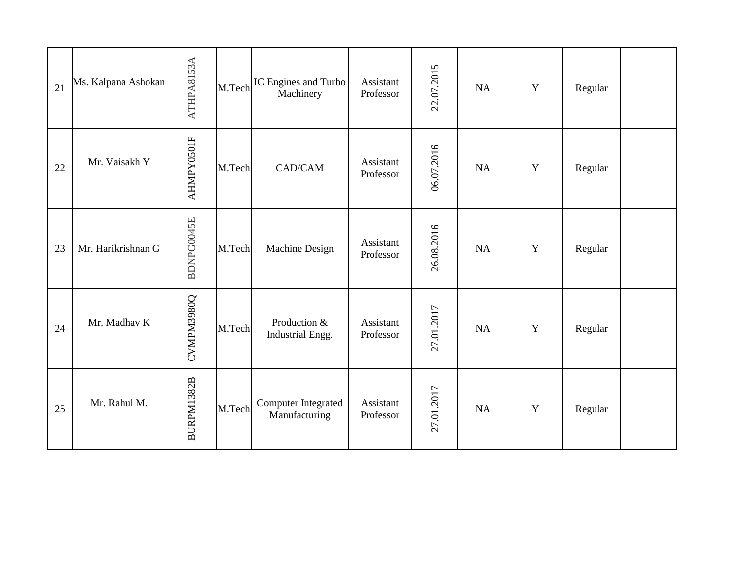| | | | | | | | | | | |
|---|---|---|---|---|---|---|---|---|---|---|
| 21 | Ms. Kalpana Ashokan | ATHPA8153A | M.Tech | IC Engines and Turbo Machinery | Assistant Professor | 22.07.2015 | NA | Y | Regular | |
| 22 | Mr. Vaisakh Y | AHMPY0501F | M.Tech | CAD/CAM | Assistant Professor | 06.07.2016 | NA | Y | Regular | |
| 23 | Mr. Harikrishnan G | BDNPG0045E | M.Tech | Machine Design | Assistant Professor | 26.08.2016 | NA | Y | Regular | |
| 24 | Mr. Madhav K | CVMPM3980Q | M.Tech | Production & Industrial Engg. | Assistant Professor | 27.01.2017 | NA | Y | Regular | |
| 25 | Mr. Rahul M. | BURPM1382B | M.Tech | Computer Integrated Manufacturing | Assistant Professor | 27.01.2017 | NA | Y | Regular | |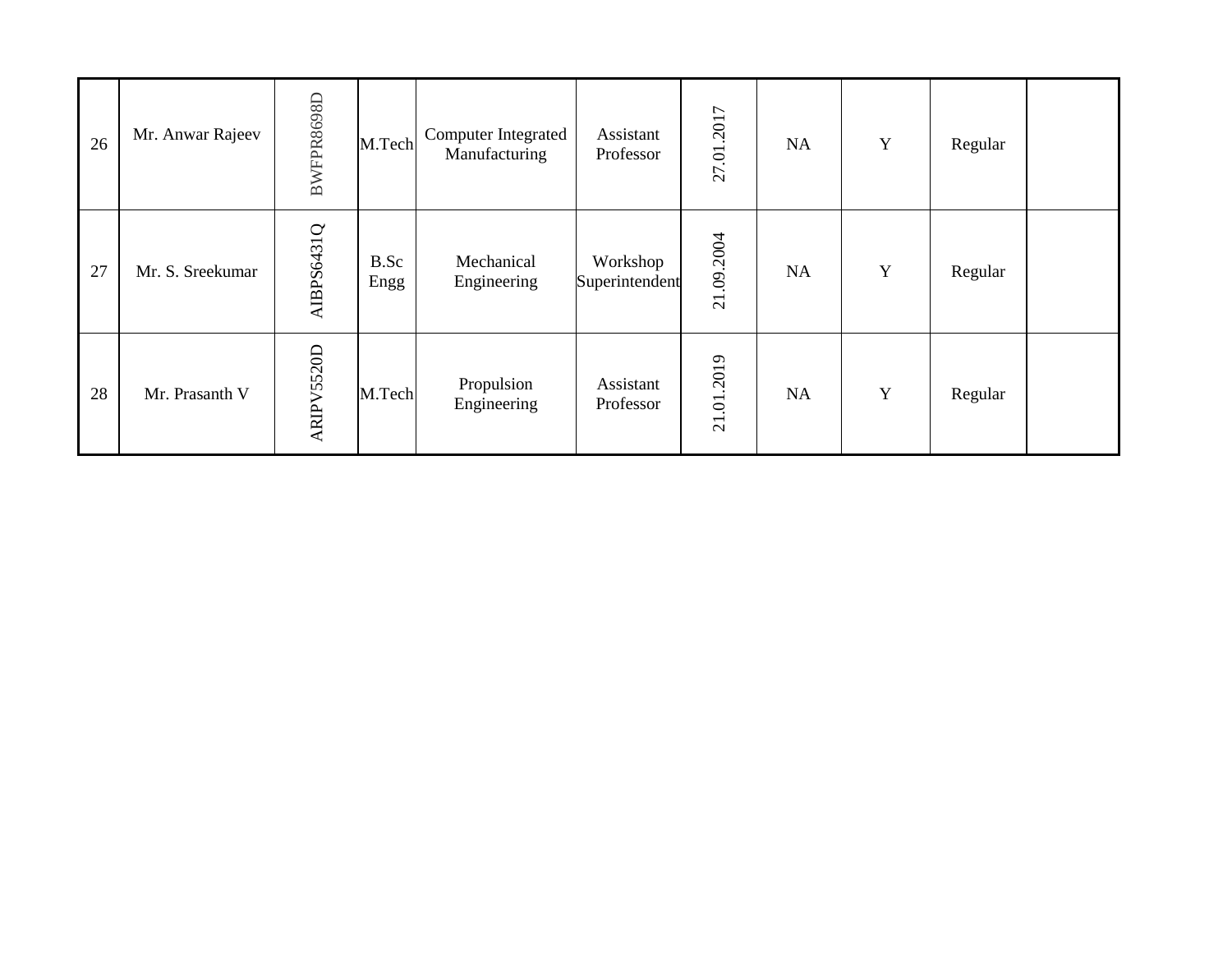| | | | | | | | | | | |
|---|---|---|---|---|---|---|---|---|---|---|
| 26 | Mr. Anwar Rajeev | BWFPR8698D | M.Tech | Computer Integrated Manufacturing | Assistant Professor | 27.01.2017 | NA | Y | Regular | |
| 27 | Mr. S. Sreekumar | AIBPS6431Q | B.Sc Engg | Mechanical Engineering | Workshop Superintendent | 21.09.2004 | NA | Y | Regular | |
| 28 | Mr. Prasanth V | ARIPV5520D | M.Tech | Propulsion Engineering | Assistant Professor | 21.01.2019 | NA | Y | Regular | |